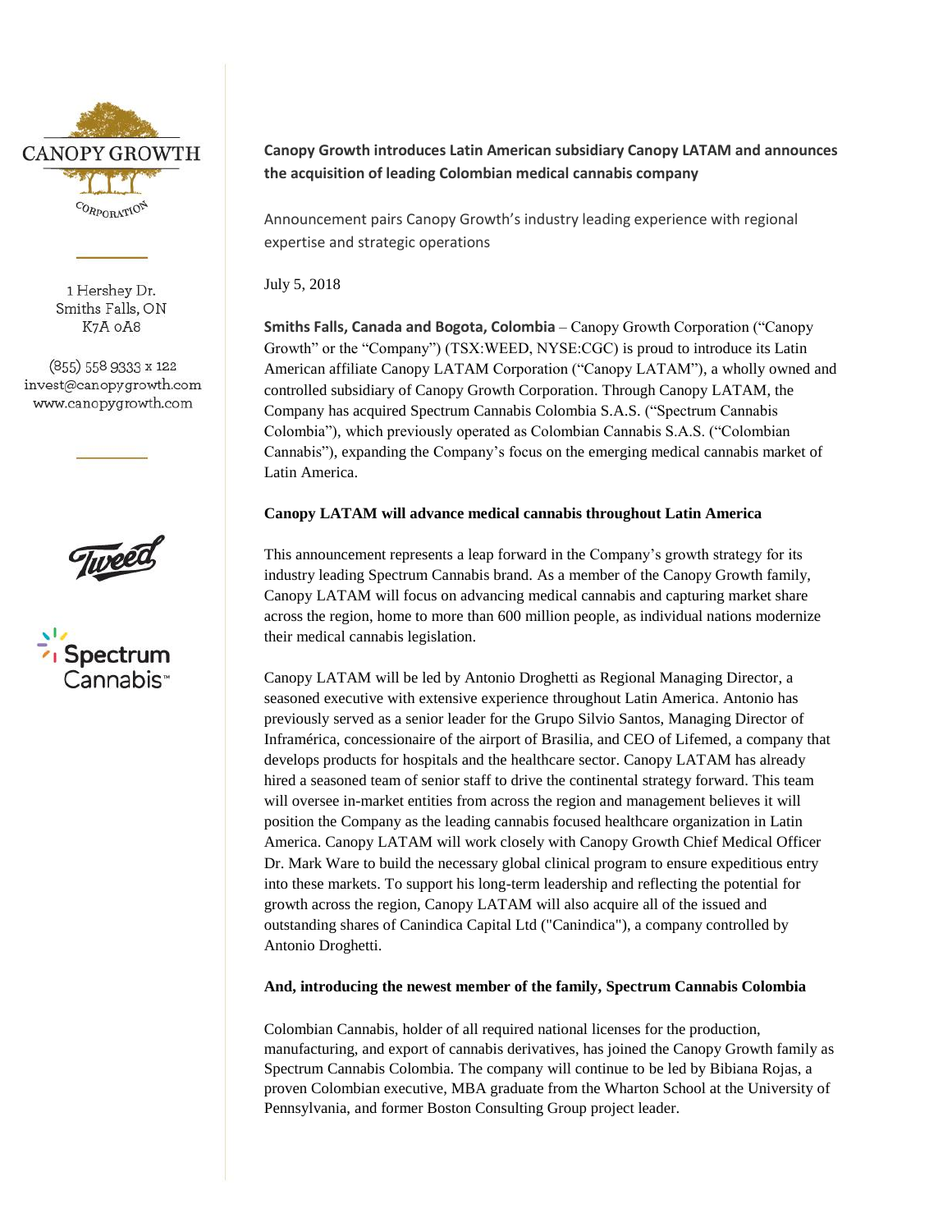CANOPY GROWTH CORPORATION

1 Hershey Dr.
Smiths Falls, ON
K7A 0A8

(855) 558 9333 x 122
invest@canopygrowth.com
www.canopygrowth.com

# Canopy Growth introduces Latin American subsidiary Canopy LATAM and announces the acquisition of leading Colombian medical cannabis company

Announcement pairs Canopy Growth's industry leading experience with regional expertise and strategic operations

July 5, 2018

**Smiths Falls, Canada and Bogota, Colombia** – Canopy Growth Corporation ("Canopy Growth" or the "Company") (TSX:WEED, NYSE:CGC) is proud to introduce its Latin American affiliate Canopy LATAM Corporation ("Canopy LATAM"), a wholly owned and controlled subsidiary of Canopy Growth Corporation. Through Canopy LATAM, the Company has acquired Spectrum Cannabis Colombia S.A.S. ("Spectrum Cannabis Colombia"), which previously operated as Colombian Cannabis S.A.S. ("Colombian Cannabis"), expanding the Company's focus on the emerging medical cannabis market of Latin America.

## Canopy LATAM will advance medical cannabis throughout Latin America

This announcement represents a leap forward in the Company's growth strategy for its industry leading Spectrum Cannabis brand. As a member of the Canopy Growth family, Canopy LATAM will focus on advancing medical cannabis and capturing market share across the region, home to more than 600 million people, as individual nations modernize their medical cannabis legislation.

Canopy LATAM will be led by Antonio Droghetti as Regional Managing Director, a seasoned executive with extensive experience throughout Latin America. Antonio has previously served as a senior leader for the Grupo Silvio Santos, Managing Director of Inframérica, concessionaire of the airport of Brasilia, and CEO of Lifemed, a company that develops products for hospitals and the healthcare sector. Canopy LATAM has already hired a seasoned team of senior staff to drive the continental strategy forward. This team will oversee in-market entities from across the region and management believes it will position the Company as the leading cannabis focused healthcare organization in Latin America. Canopy LATAM will work closely with Canopy Growth Chief Medical Officer Dr. Mark Ware to build the necessary global clinical program to ensure expeditious entry into these markets. To support his long-term leadership and reflecting the potential for growth across the region, Canopy LATAM will also acquire all of the issued and outstanding shares of Canindica Capital Ltd ("Canindica"), a company controlled by Antonio Droghetti.

## And, introducing the newest member of the family, Spectrum Cannabis Colombia

Colombian Cannabis, holder of all required national licenses for the production, manufacturing, and export of cannabis derivatives, has joined the Canopy Growth family as Spectrum Cannabis Colombia. The company will continue to be led by Bibiana Rojas, a proven Colombian executive, MBA graduate from the Wharton School at the University of Pennsylvania, and former Boston Consulting Group project leader.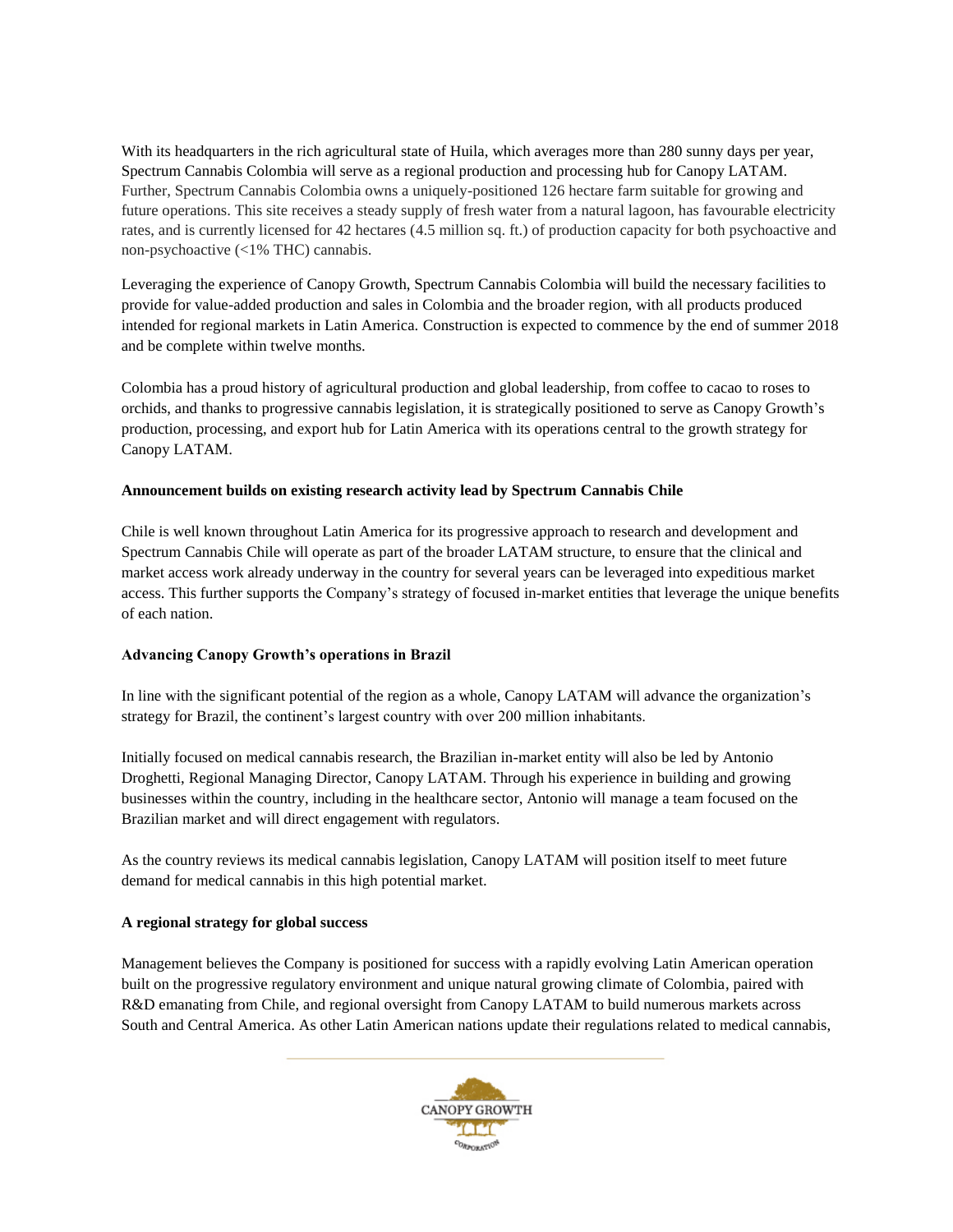With its headquarters in the rich agricultural state of Huila, which averages more than 280 sunny days per year, Spectrum Cannabis Colombia will serve as a regional production and processing hub for Canopy LATAM. Further, Spectrum Cannabis Colombia owns a uniquely-positioned 126 hectare farm suitable for growing and future operations. This site receives a steady supply of fresh water from a natural lagoon, has favourable electricity rates, and is currently licensed for 42 hectares (4.5 million sq. ft.) of production capacity for both psychoactive and non-psychoactive (<1% THC) cannabis.

Leveraging the experience of Canopy Growth, Spectrum Cannabis Colombia will build the necessary facilities to provide for value-added production and sales in Colombia and the broader region, with all products produced intended for regional markets in Latin America. Construction is expected to commence by the end of summer 2018 and be complete within twelve months.

Colombia has a proud history of agricultural production and global leadership, from coffee to cacao to roses to orchids, and thanks to progressive cannabis legislation, it is strategically positioned to serve as Canopy Growth's production, processing, and export hub for Latin America with its operations central to the growth strategy for Canopy LATAM.

**Announcement builds on existing research activity lead by Spectrum Cannabis Chile**

Chile is well known throughout Latin America for its progressive approach to research and development and Spectrum Cannabis Chile will operate as part of the broader LATAM structure, to ensure that the clinical and market access work already underway in the country for several years can be leveraged into expeditious market access. This further supports the Company's strategy of focused in-market entities that leverage the unique benefits of each nation.

**Advancing Canopy Growth's operations in Brazil**

In line with the significant potential of the region as a whole, Canopy LATAM will advance the organization's strategy for Brazil, the continent's largest country with over 200 million inhabitants.

Initially focused on medical cannabis research, the Brazilian in-market entity will also be led by Antonio Droghetti, Regional Managing Director, Canopy LATAM. Through his experience in building and growing businesses within the country, including in the healthcare sector, Antonio will manage a team focused on the Brazilian market and will direct engagement with regulators.

As the country reviews its medical cannabis legislation, Canopy LATAM will position itself to meet future demand for medical cannabis in this high potential market.

**A regional strategy for global success**

Management believes the Company is positioned for success with a rapidly evolving Latin American operation built on the progressive regulatory environment and unique natural growing climate of Colombia, paired with R&D emanating from Chile, and regional oversight from Canopy LATAM to build numerous markets across South and Central America. As other Latin American nations update their regulations related to medical cannabis,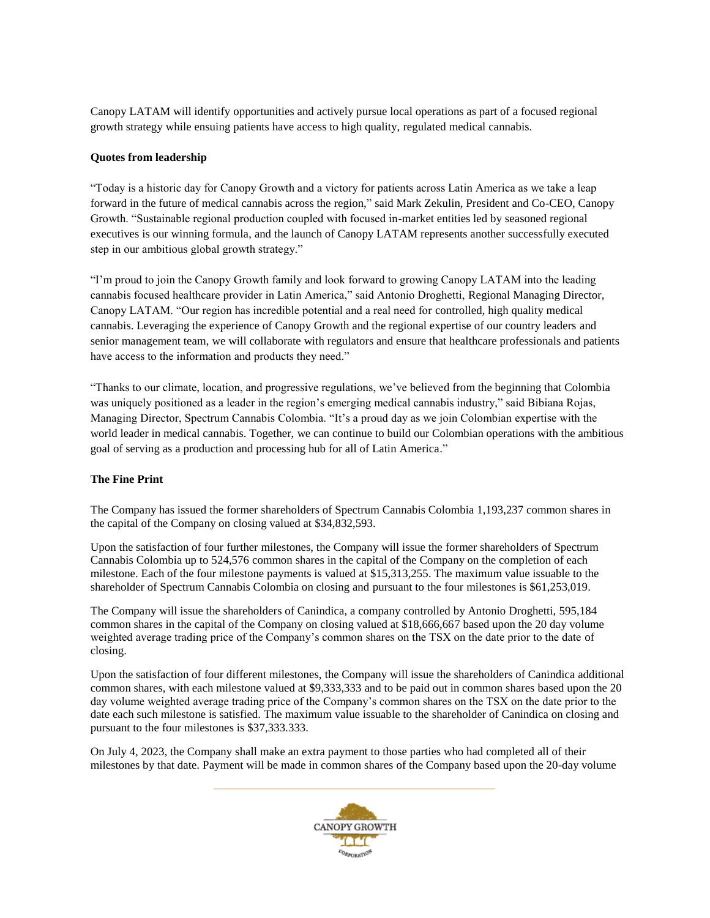Canopy LATAM will identify opportunities and actively pursue local operations as part of a focused regional growth strategy while ensuing patients have access to high quality, regulated medical cannabis.

**Quotes from leadership**

"Today is a historic day for Canopy Growth and a victory for patients across Latin America as we take a leap forward in the future of medical cannabis across the region," said Mark Zekulin, President and Co-CEO, Canopy Growth. "Sustainable regional production coupled with focused in-market entities led by seasoned regional executives is our winning formula, and the launch of Canopy LATAM represents another successfully executed step in our ambitious global growth strategy."

"I'm proud to join the Canopy Growth family and look forward to growing Canopy LATAM into the leading cannabis focused healthcare provider in Latin America," said Antonio Droghetti, Regional Managing Director, Canopy LATAM. "Our region has incredible potential and a real need for controlled, high quality medical cannabis. Leveraging the experience of Canopy Growth and the regional expertise of our country leaders and senior management team, we will collaborate with regulators and ensure that healthcare professionals and patients have access to the information and products they need."

"Thanks to our climate, location, and progressive regulations, we've believed from the beginning that Colombia was uniquely positioned as a leader in the region's emerging medical cannabis industry," said Bibiana Rojas, Managing Director, Spectrum Cannabis Colombia. "It's a proud day as we join Colombian expertise with the world leader in medical cannabis. Together, we can continue to build our Colombian operations with the ambitious goal of serving as a production and processing hub for all of Latin America."

**The Fine Print**

The Company has issued the former shareholders of Spectrum Cannabis Colombia 1,193,237 common shares in the capital of the Company on closing valued at $34,832,593.

Upon the satisfaction of four further milestones, the Company will issue the former shareholders of Spectrum Cannabis Colombia up to 524,576 common shares in the capital of the Company on the completion of each milestone. Each of the four milestone payments is valued at $15,313,255. The maximum value issuable to the shareholder of Spectrum Cannabis Colombia on closing and pursuant to the four milestones is $61,253,019.

The Company will issue the shareholders of Canindica, a company controlled by Antonio Droghetti, 595,184 common shares in the capital of the Company on closing valued at $18,666,667 based upon the 20 day volume weighted average trading price of the Company's common shares on the TSX on the date prior to the date of closing.

Upon the satisfaction of four different milestones, the Company will issue the shareholders of Canindica additional common shares, with each milestone valued at $9,333,333 and to be paid out in common shares based upon the 20 day volume weighted average trading price of the Company's common shares on the TSX on the date prior to the date each such milestone is satisfied. The maximum value issuable to the shareholder of Canindica on closing and pursuant to the four milestones is $37,333.333.

On July 4, 2023, the Company shall make an extra payment to those parties who had completed all of their milestones by that date. Payment will be made in common shares of the Company based upon the 20-day volume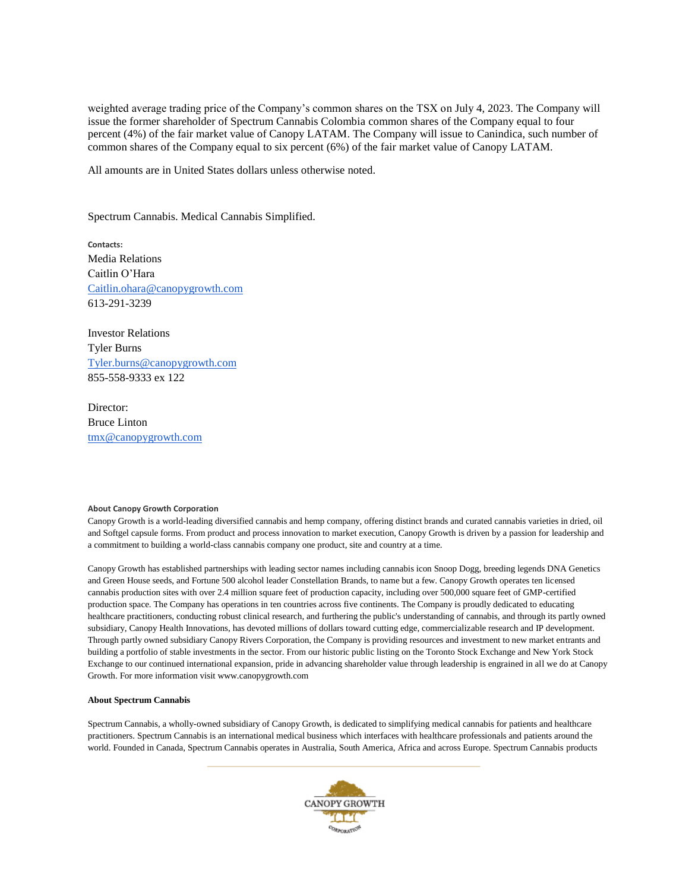weighted average trading price of the Company's common shares on the TSX on July 4, 2023. The Company will issue the former shareholder of Spectrum Cannabis Colombia common shares of the Company equal to four percent (4%) of the fair market value of Canopy LATAM. The Company will issue to Canindica, such number of common shares of the Company equal to six percent (6%) of the fair market value of Canopy LATAM.

All amounts are in United States dollars unless otherwise noted.

Spectrum Cannabis. Medical Cannabis Simplified.

**Contacts:**

Media Relations
Caitlin O'Hara
Caitlin.ohara@canopygrowth.com
613-291-3239

Investor Relations
Tyler Burns
Tyler.burns@canopygrowth.com
855-558-9333 ex 122

Director:
Bruce Linton
tmx@canopygrowth.com

**About Canopy Growth Corporation**

Canopy Growth is a world-leading diversified cannabis and hemp company, offering distinct brands and curated cannabis varieties in dried, oil and Softgel capsule forms. From product and process innovation to market execution, Canopy Growth is driven by a passion for leadership and a commitment to building a world-class cannabis company one product, site and country at a time.

Canopy Growth has established partnerships with leading sector names including cannabis icon Snoop Dogg, breeding legends DNA Genetics and Green House seeds, and Fortune 500 alcohol leader Constellation Brands, to name but a few. Canopy Growth operates ten licensed cannabis production sites with over 2.4 million square feet of production capacity, including over 500,000 square feet of GMP-certified production space. The Company has operations in ten countries across five continents. The Company is proudly dedicated to educating healthcare practitioners, conducting robust clinical research, and furthering the public's understanding of cannabis, and through its partly owned subsidiary, Canopy Health Innovations, has devoted millions of dollars toward cutting edge, commercializable research and IP development. Through partly owned subsidiary Canopy Rivers Corporation, the Company is providing resources and investment to new market entrants and building a portfolio of stable investments in the sector. From our historic public listing on the Toronto Stock Exchange and New York Stock Exchange to our continued international expansion, pride in advancing shareholder value through leadership is engrained in all we do at Canopy Growth. For more information visit www.canopygrowth.com

**About Spectrum Cannabis**

Spectrum Cannabis, a wholly-owned subsidiary of Canopy Growth, is dedicated to simplifying medical cannabis for patients and healthcare practitioners. Spectrum Cannabis is an international medical business which interfaces with healthcare professionals and patients around the world. Founded in Canada, Spectrum Cannabis operates in Australia, South America, Africa and across Europe. Spectrum Cannabis products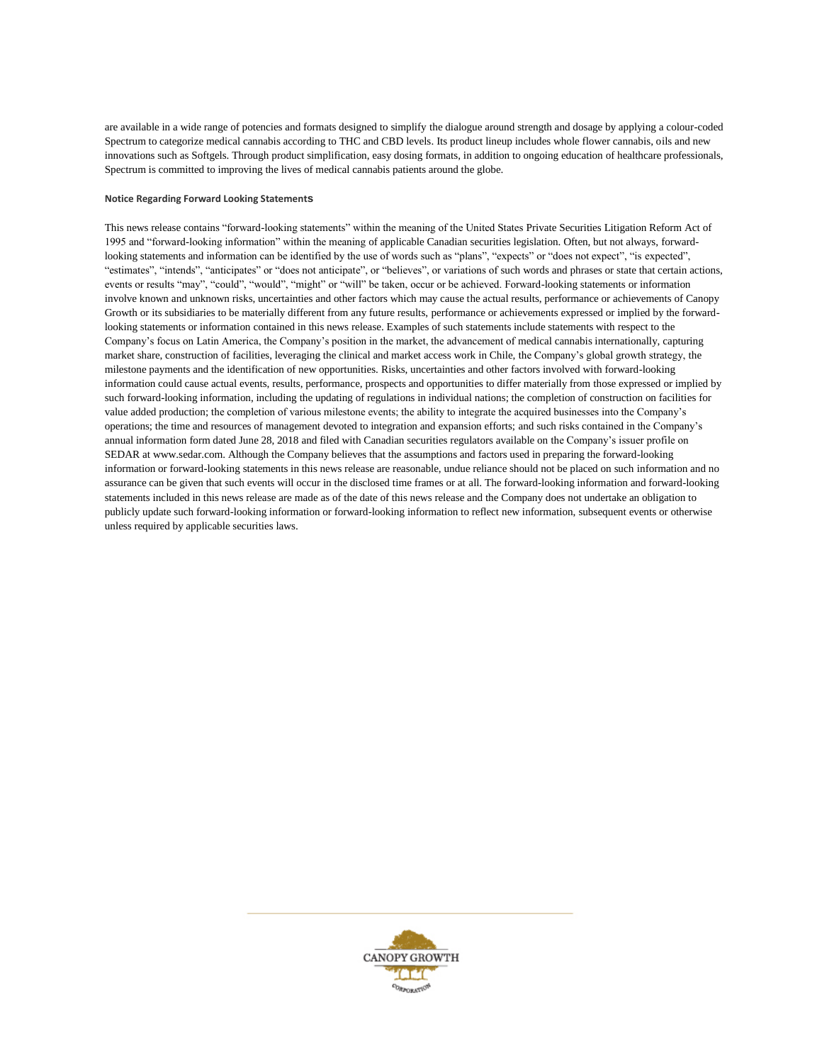are available in a wide range of potencies and formats designed to simplify the dialogue around strength and dosage by applying a colour-coded Spectrum to categorize medical cannabis according to THC and CBD levels. Its product lineup includes whole flower cannabis, oils and new innovations such as Softgels. Through product simplification, easy dosing formats, in addition to ongoing education of healthcare professionals, Spectrum is committed to improving the lives of medical cannabis patients around the globe.

**Notice Regarding Forward Looking Statements**

This news release contains "forward-looking statements" within the meaning of the United States Private Securities Litigation Reform Act of 1995 and "forward-looking information" within the meaning of applicable Canadian securities legislation. Often, but not always, forward-looking statements and information can be identified by the use of words such as "plans", "expects" or "does not expect", "is expected", "estimates", "intends", "anticipates" or "does not anticipate", or "believes", or variations of such words and phrases or state that certain actions, events or results "may", "could", "would", "might" or "will" be taken, occur or be achieved. Forward-looking statements or information involve known and unknown risks, uncertainties and other factors which may cause the actual results, performance or achievements of Canopy Growth or its subsidiaries to be materially different from any future results, performance or achievements expressed or implied by the forward-looking statements or information contained in this news release. Examples of such statements include statements with respect to the Company's focus on Latin America, the Company's position in the market, the advancement of medical cannabis internationally, capturing market share, construction of facilities, leveraging the clinical and market access work in Chile, the Company's global growth strategy, the milestone payments and the identification of new opportunities. Risks, uncertainties and other factors involved with forward-looking information could cause actual events, results, performance, prospects and opportunities to differ materially from those expressed or implied by such forward-looking information, including the updating of regulations in individual nations; the completion of construction on facilities for value added production; the completion of various milestone events; the ability to integrate the acquired businesses into the Company's operations; the time and resources of management devoted to integration and expansion efforts; and such risks contained in the Company's annual information form dated June 28, 2018 and filed with Canadian securities regulators available on the Company's issuer profile on SEDAR at www.sedar.com. Although the Company believes that the assumptions and factors used in preparing the forward-looking information or forward-looking statements in this news release are reasonable, undue reliance should not be placed on such information and no assurance can be given that such events will occur in the disclosed time frames or at all. The forward-looking information and forward-looking statements included in this news release are made as of the date of this news release and the Company does not undertake an obligation to publicly update such forward-looking information or forward-looking information to reflect new information, subsequent events or otherwise unless required by applicable securities laws.